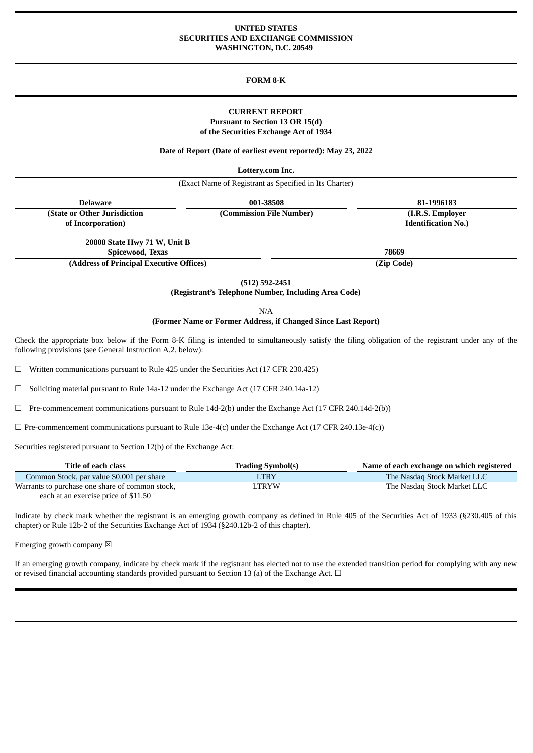**UNITED STATES**
**SECURITIES AND EXCHANGE COMMISSION**
**WASHINGTON, D.C. 20549**

# FORM 8-K

**CURRENT REPORT**
**Pursuant to Section 13 OR 15(d)**
**of the Securities Exchange Act of 1934**

**Date of Report (Date of earliest event reported): May 23, 2022**

**Lottery.com Inc.**
(Exact Name of Registrant as Specified in Its Charter)

| **Delaware** | **001-38508** | **81-1996183** |
|---|---|---|
| **(State or Other Jurisdiction of Incorporation)** | **(Commission File Number)** | **(I.R.S. Employer Identification No.)** |

| **20808 State Hwy 71 W, Unit B Spicewood, Texas** | **78669** |
|---|---|
| **(Address of Principal Executive Offices)** | **(Zip Code)** |

**(512) 592-2451**
**(Registrant's Telephone Number, Including Area Code)**

N/A
**(Former Name or Former Address, if Changed Since Last Report)**

Check the appropriate box below if the Form 8-K filing is intended to simultaneously satisfy the filing obligation of the registrant under any of the following provisions (see General Instruction A.2. below):

☐ Written communications pursuant to Rule 425 under the Securities Act (17 CFR 230.425)

☐ Soliciting material pursuant to Rule 14a-12 under the Exchange Act (17 CFR 240.14a-12)

☐ Pre-commencement communications pursuant to Rule 14d-2(b) under the Exchange Act (17 CFR 240.14d-2(b))

☐ Pre-commencement communications pursuant to Rule 13e-4(c) under the Exchange Act (17 CFR 240.13e-4(c))

Securities registered pursuant to Section 12(b) of the Exchange Act:

| Title of each class | Trading Symbol(s) | Name of each exchange on which registered |
|---|---|---|
| Common Stock, par value $0.001 per share | LTRY | The Nasdaq Stock Market LLC |
| Warrants to purchase one share of common stock, each at an exercise price of $11.50 | LTRYW | The Nasdaq Stock Market LLC |

Indicate by check mark whether the registrant is an emerging growth company as defined in Rule 405 of the Securities Act of 1933 (§230.405 of this chapter) or Rule 12b-2 of the Securities Exchange Act of 1934 (§240.12b-2 of this chapter).

Emerging growth company ☒

If an emerging growth company, indicate by check mark if the registrant has elected not to use the extended transition period for complying with any new or revised financial accounting standards provided pursuant to Section 13 (a) of the Exchange Act. ☐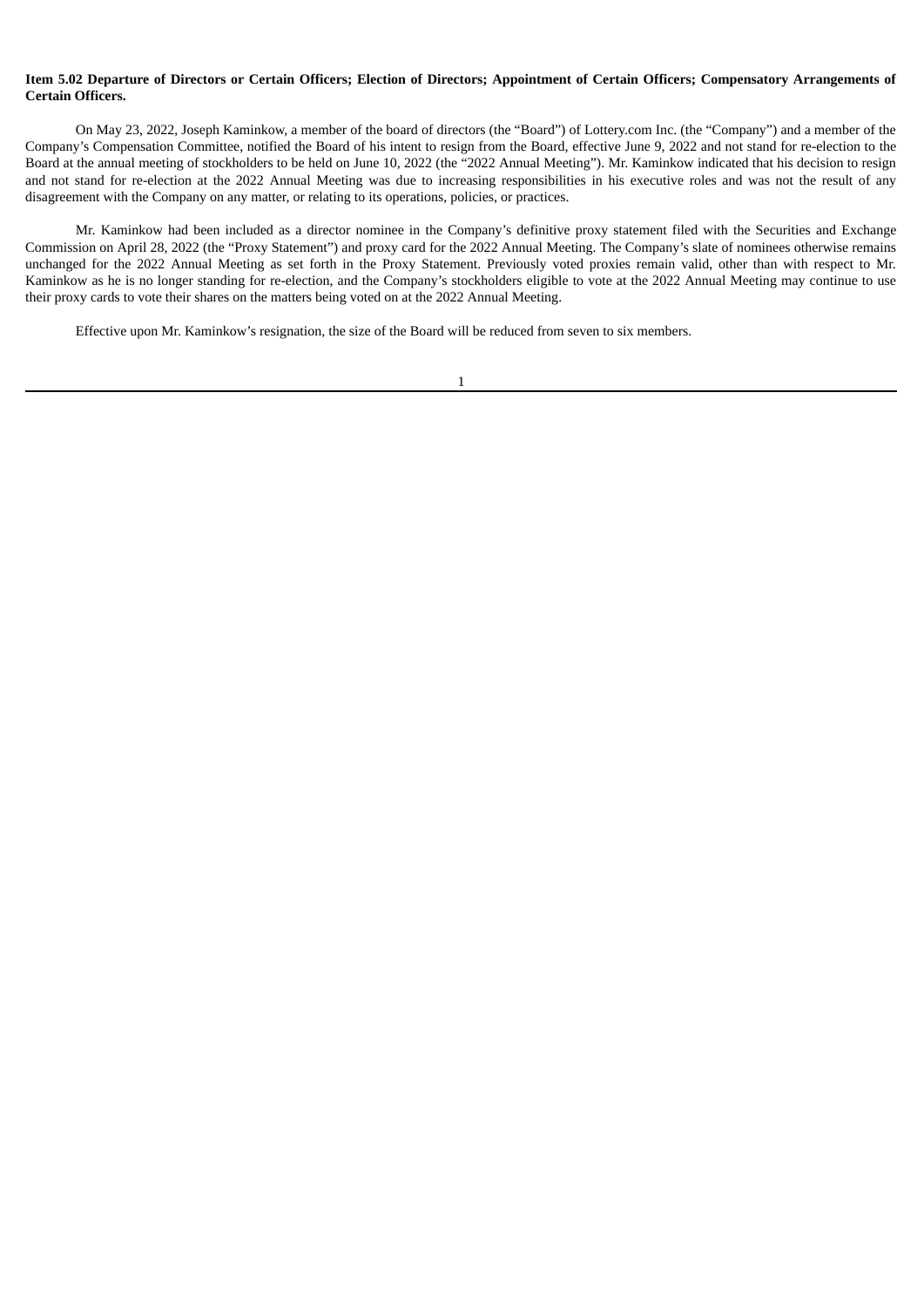**Item 5.02 Departure of Directors or Certain Officers; Election of Directors; Appointment of Certain Officers; Compensatory Arrangements of Certain Officers.**

On May 23, 2022, Joseph Kaminkow, a member of the board of directors (the "Board") of Lottery.com Inc. (the "Company") and a member of the Company's Compensation Committee, notified the Board of his intent to resign from the Board, effective June 9, 2022 and not stand for re-election to the Board at the annual meeting of stockholders to be held on June 10, 2022 (the "2022 Annual Meeting"). Mr. Kaminkow indicated that his decision to resign and not stand for re-election at the 2022 Annual Meeting was due to increasing responsibilities in his executive roles and was not the result of any disagreement with the Company on any matter, or relating to its operations, policies, or practices.

Mr. Kaminkow had been included as a director nominee in the Company's definitive proxy statement filed with the Securities and Exchange Commission on April 28, 2022 (the "Proxy Statement") and proxy card for the 2022 Annual Meeting. The Company's slate of nominees otherwise remains unchanged for the 2022 Annual Meeting as set forth in the Proxy Statement. Previously voted proxies remain valid, other than with respect to Mr. Kaminkow as he is no longer standing for re-election, and the Company's stockholders eligible to vote at the 2022 Annual Meeting may continue to use their proxy cards to vote their shares on the matters being voted on at the 2022 Annual Meeting.

Effective upon Mr. Kaminkow's resignation, the size of the Board will be reduced from seven to six members.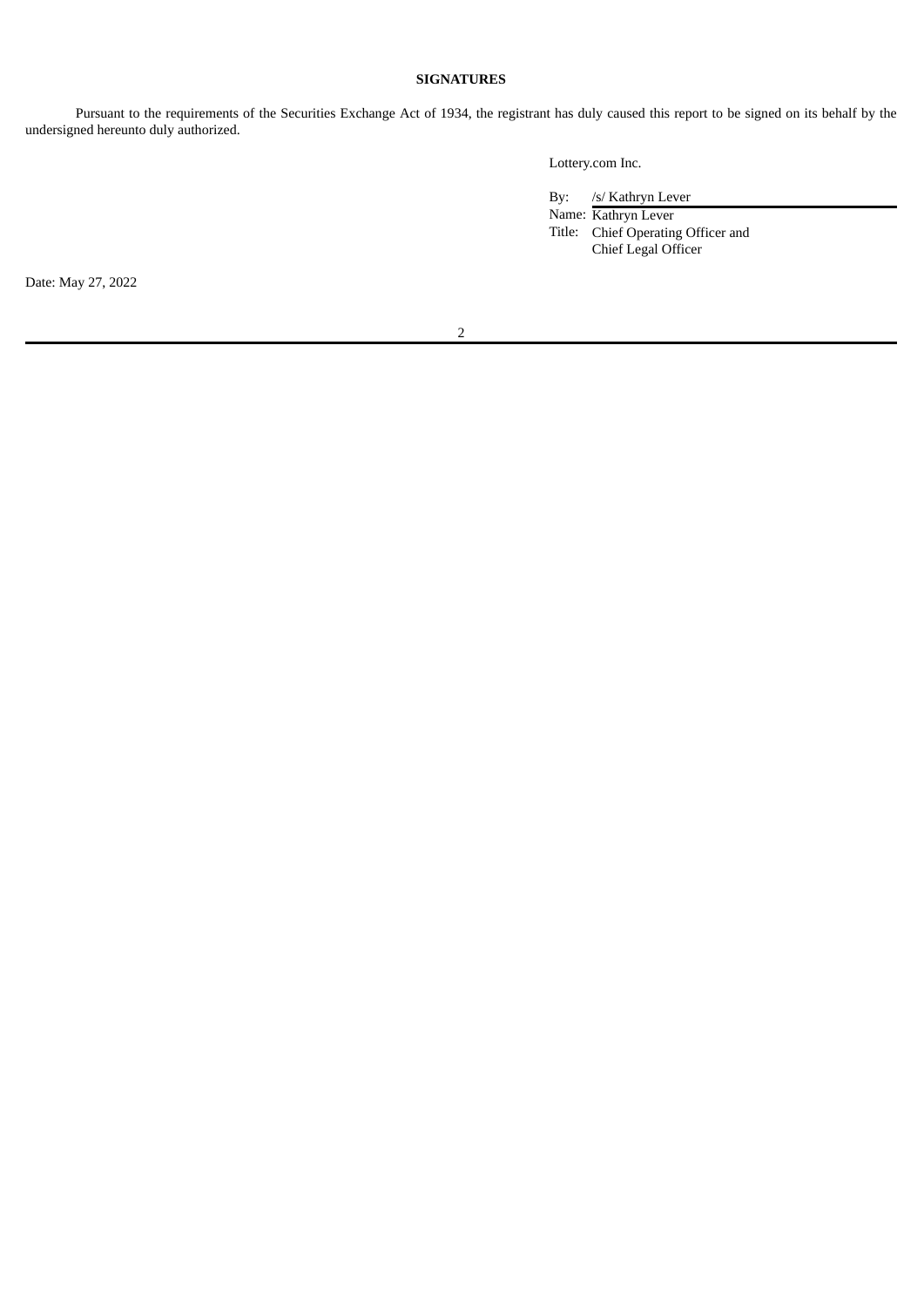**SIGNATURES**

Pursuant to the requirements of the Securities Exchange Act of 1934, the registrant has duly caused this report to be signed on its behalf by the undersigned hereunto duly authorized.

Lottery.com Inc.

| | |
|---|---|
| By: | /s/ Kathryn Lever |
| Name: | Kathryn Lever |
| Title: | Chief Operating Officer and Chief Legal Officer |

Date: May 27, 2022